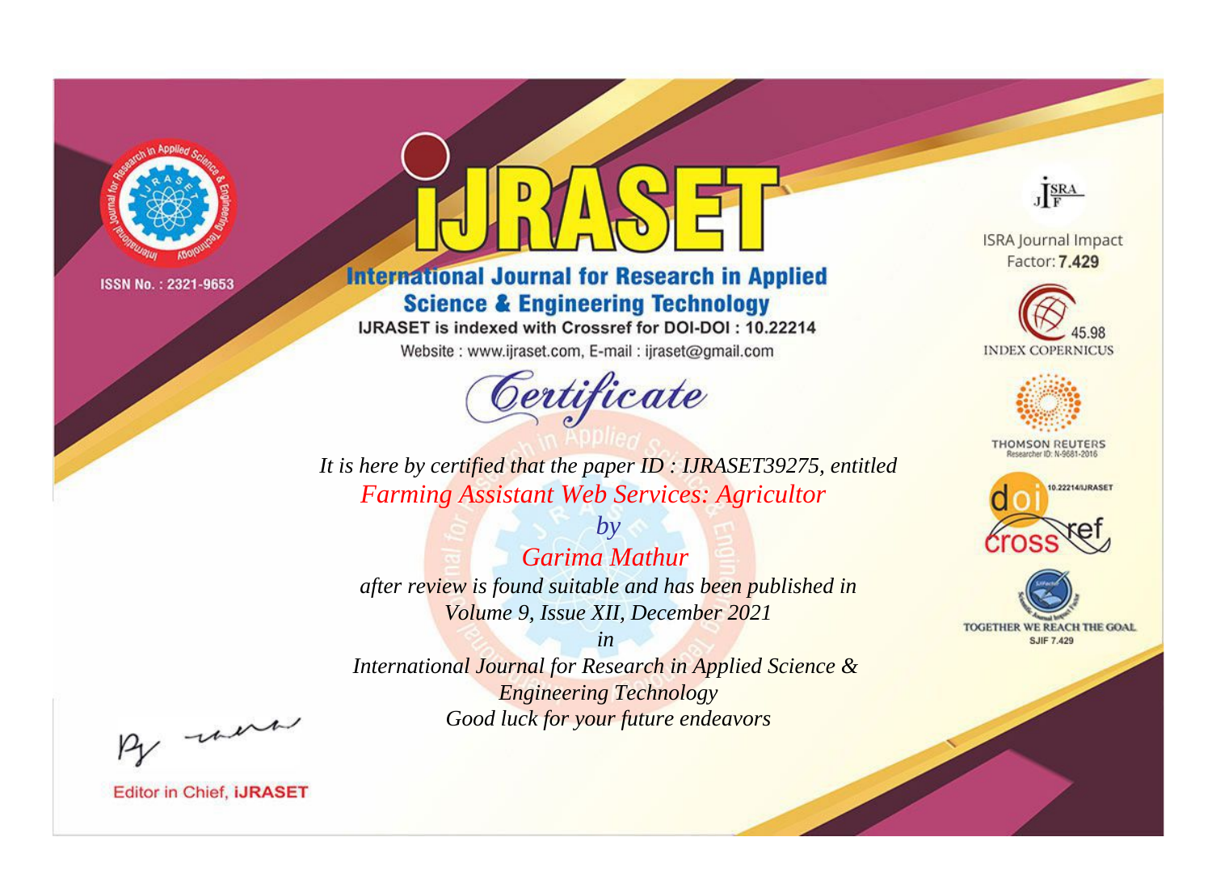ISSN No. : 2321-9653

# iJRASET

## International Journal for Research in Applied Science & Engineering Technology

IJRASET is indexed with Crossref for DOI-DOI : 10.22214

Website : www.ijraset.com, E-mail : ijraset@gmail.com

ISRA Journal Impact Factor: **7.429**

45.98 INDEX COPERNICUS

THOMSON REUTERS Researcher ID: N-9681-2016

10.22214/IJRASET

TOGETHER WE REACH THE GOAL SJIF 7.429

## *Certificate*

*It is here by certified that the paper ID : IJRASET39275, entitled*

*Farming Assistant Web Services: Agricultor*

*by*

*Garima Mathur*

*after review is found suitable and has been published in*

*Volume 9, Issue XII, December 2021*

*in*

*International Journal for Research in Applied Science & Engineering Technology*

*Good luck for your future endeavors*

Editor in Chief, **iJRASET**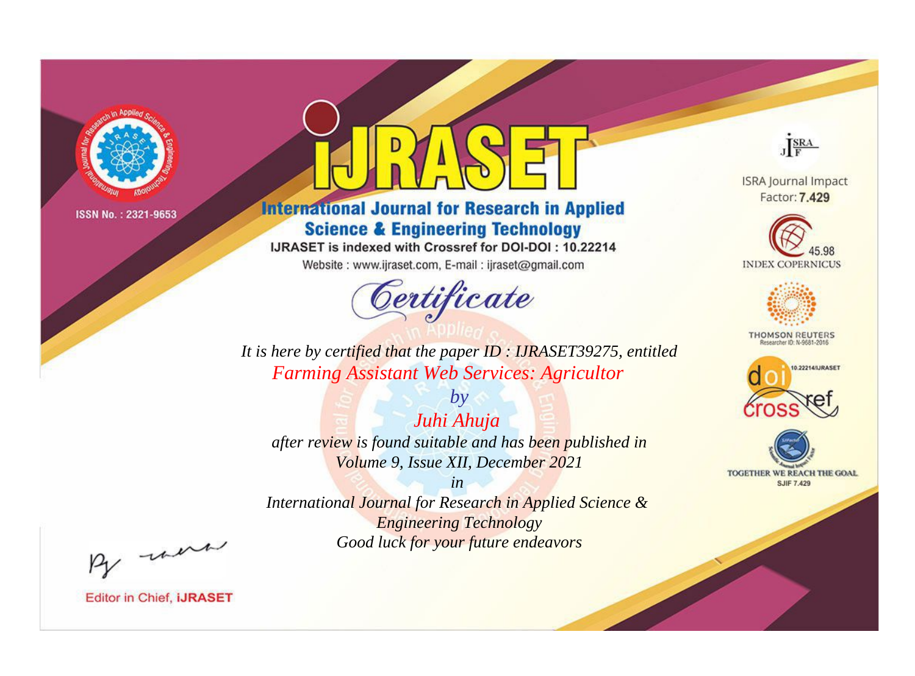ISSN No. : 2321-9653

# iJRASET

## International Journal for Research in Applied Science & Engineering Technology

IJRASET is indexed with Crossref for DOI-DOI : 10.22214

Website : www.ijraset.com, E-mail : ijraset@gmail.com

*Certificate*

*It is here by certified that the paper ID : IJRASET39275, entitled*

*Farming Assistant Web Services: Agricultor*

*by*

*Juhi Ahuja*

*after review is found suitable and has been published in*

*Volume 9, Issue XII, December 2021*

*in*

*International Journal for Research in Applied Science & Engineering Technology*

*Good luck for your future endeavors*

ISRA Journal Impact Factor: **7.429**

45.98 INDEX COPERNICUS

THOMSON REUTERS Researcher ID: N-9681-2016

10.22214/IJRASET

TOGETHER WE REACH THE GOAL SJIF 7.429

Editor in Chief, **iJRASET**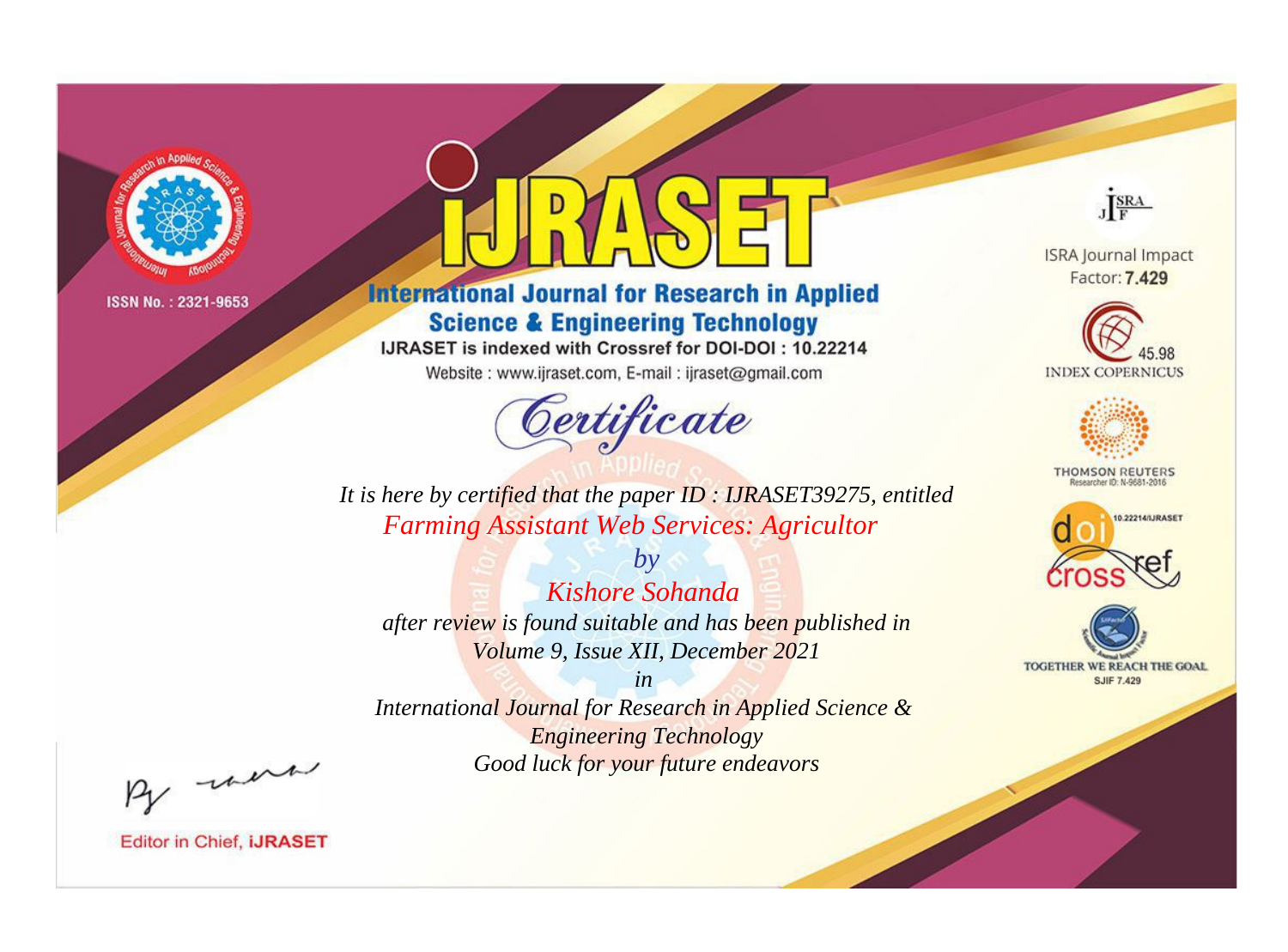ISSN No. : 2321-9653

# iJRASET

## International Journal for Research in Applied Science & Engineering Technology

IJRASET is indexed with Crossref for DOI-DOI : 10.22214

Website : www.ijraset.com, E-mail : ijraset@gmail.com

ISRA Journal Impact Factor: **7.429**

45.98 INDEX COPERNICUS

THOMSON REUTERS Researcher ID: N-9681-2016

10.22214/IJRASET

TOGETHER WE REACH THE GOAL SJIF 7.429

*Certificate*

*It is here by certified that the paper ID : IJRASET39275, entitled*

*Farming Assistant Web Services: Agricultor*

*by*

*Kishore Sohanda*

*after review is found suitable and has been published in*

*Volume 9, Issue XII, December 2021*

*in*

*International Journal for Research in Applied Science & Engineering Technology*

*Good luck for your future endeavors*

Editor in Chief, **iJRASET**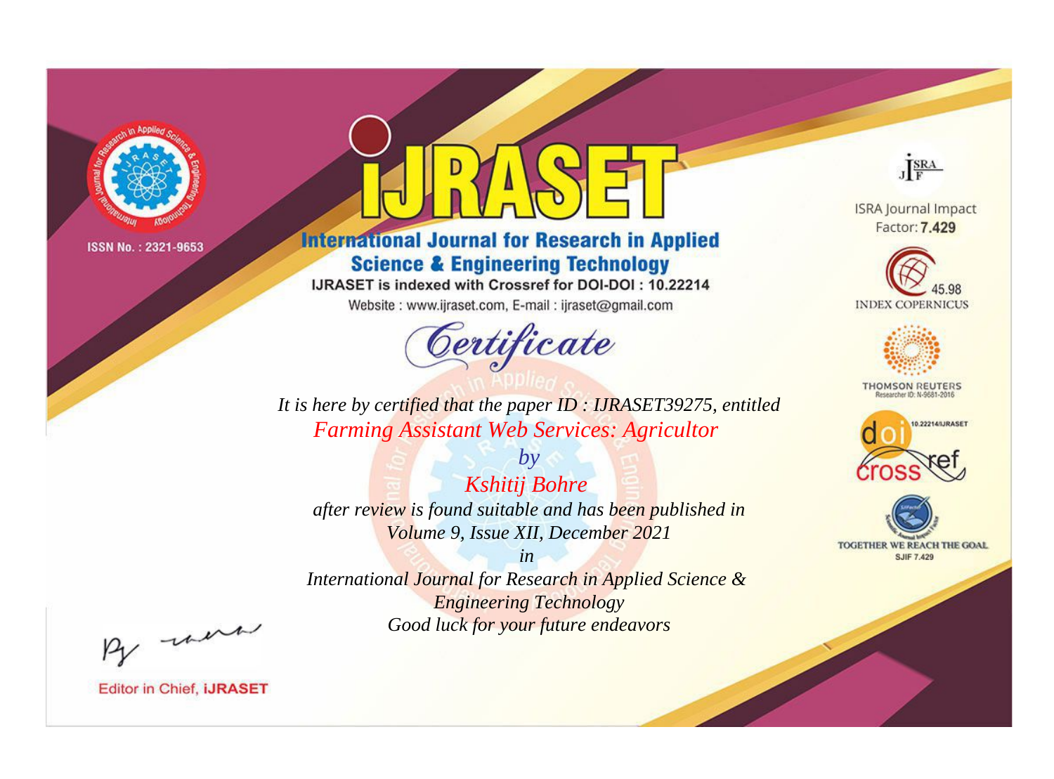ISSN No. : 2321-9653

# iJRASET

## International Journal for Research in Applied Science & Engineering Technology

IJRASET is indexed with Crossref for DOI-DOI : 10.22214

Website : www.ijraset.com, E-mail : ijraset@gmail.com

ISRA Journal Impact Factor: **7.429**

45.98 INDEX COPERNICUS

THOMSON REUTERS Researcher ID: N-9681-2016

10.22214/IJRASET

TOGETHER WE REACH THE GOAL SJIF 7.429

## *Certificate*

*It is here by certified that the paper ID : IJRASET39275, entitled*

*Farming Assistant Web Services: Agricultor*

*by*

*Kshitij Bohre*

*after review is found suitable and has been published in*

*Volume 9, Issue XII, December 2021*

*in*

*International Journal for Research in Applied Science & Engineering Technology*

*Good luck for your future endeavors*

Editor in Chief, **iJRASET**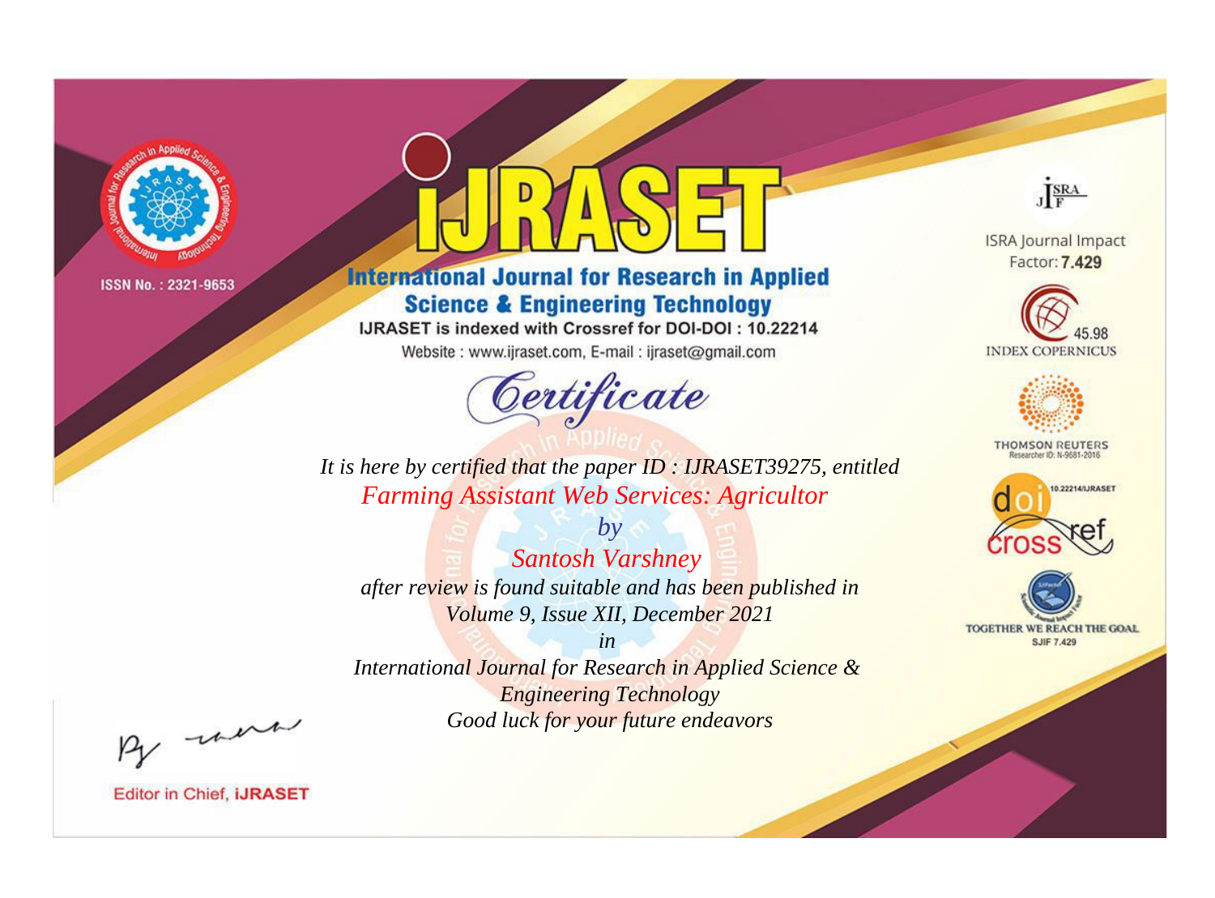ISSN No. : 2321-9653

# iJRASET

## International Journal for Research in Applied Science & Engineering Technology

IJRASET is indexed with Crossref for DOI-DOI : 10.22214

Website : www.ijraset.com, E-mail : ijraset@gmail.com

*Certificate*

*It is here by certified that the paper ID : IJRASET39275, entitled*

*Farming Assistant Web Services: Agricultor*

*by*

*Santosh Varshney*

*after review is found suitable and has been published in*

*Volume 9, Issue XII, December 2021*

*in*

*International Journal for Research in Applied Science & Engineering Technology*

*Good luck for your future endeavors*

Editor in Chief, iJRASET

ISRA Journal Impact Factor: **7.429**

45.98 INDEX COPERNICUS

THOMSON REUTERS Researcher ID: N-9681-2016

10.22214/IJRASET

TOGETHER WE REACH THE GOAL SJIF 7.429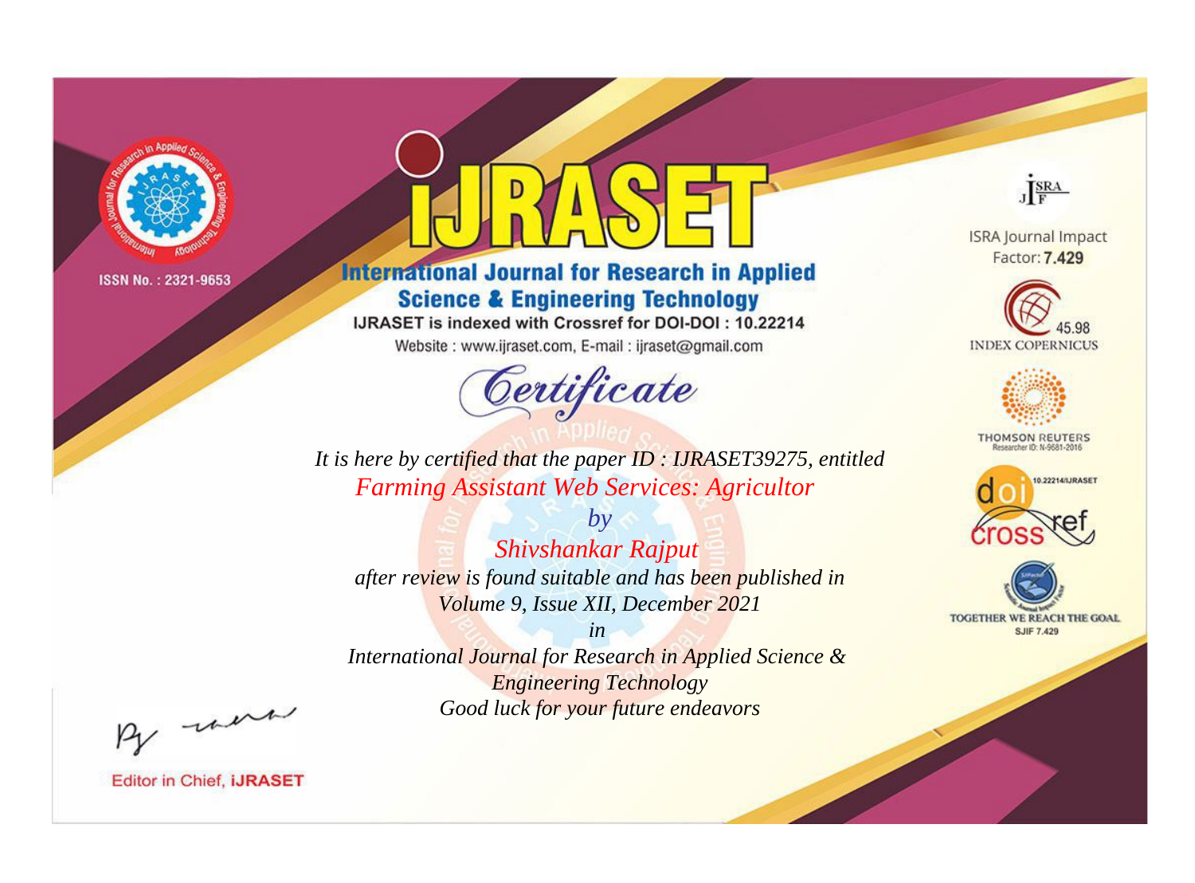ISSN No. : 2321-9653

# IJRASET

## International Journal for Research in Applied Science & Engineering Technology

IJRASET is indexed with Crossref for DOI-DOI : 10.22214

Website : www.ijraset.com, E-mail : ijraset@gmail.com

*Certificate*

*It is here by certified that the paper ID : IJRASET39275, entitled*

*Farming Assistant Web Services: Agricultor*

*by*

*Shivshankar Rajput*

*after review is found suitable and has been published in*

*Volume 9, Issue XII, December 2021*

*in*

*International Journal for Research in Applied Science & Engineering Technology*

*Good luck for your future endeavors*

ISRA Journal Impact Factor: **7.429**

45.98 INDEX COPERNICUS

THOMSON REUTERS Researcher ID: N-9681-2016

10.22214/IJRASET

TOGETHER WE REACH THE GOAL SJIF 7.429

Editor in Chief, **iJRASET**